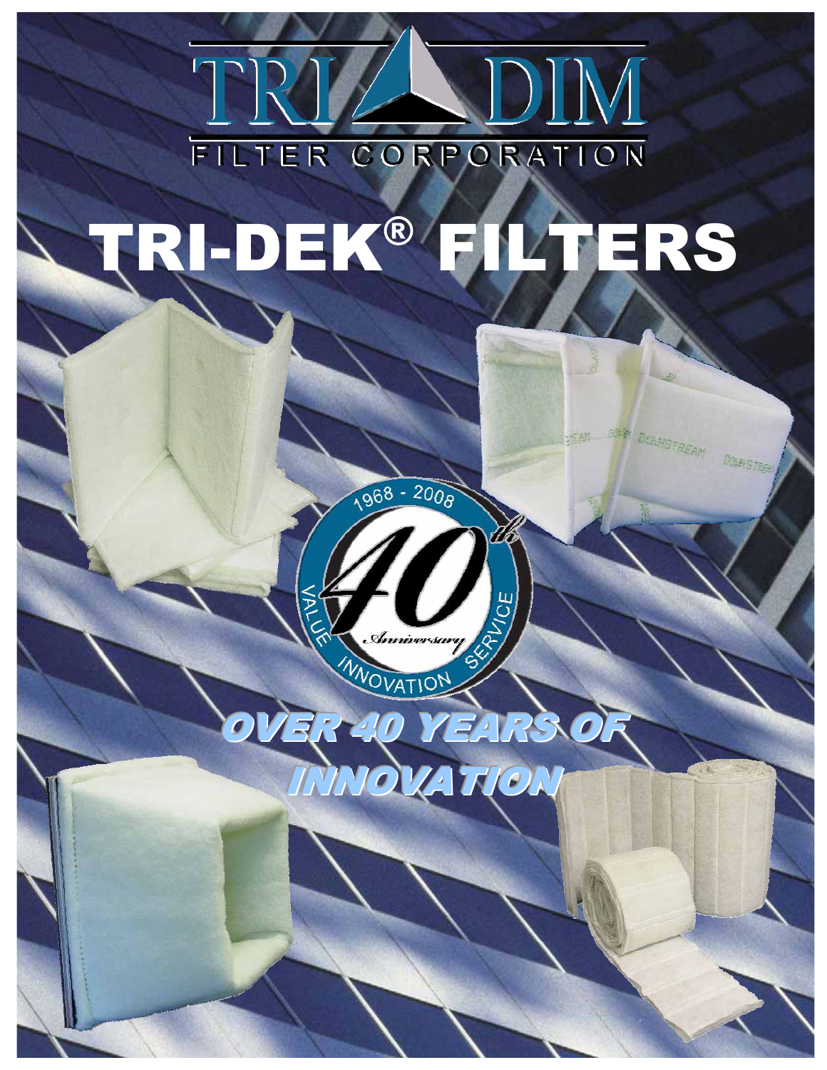# TRI DIM

FILTER CORPORATION

# TRI-DEK® FILTERS

1968 - 2008

40th Anniversary

VALUE INNOVATION SERVICE

*OVER 40 YEARS OF INNOVATION*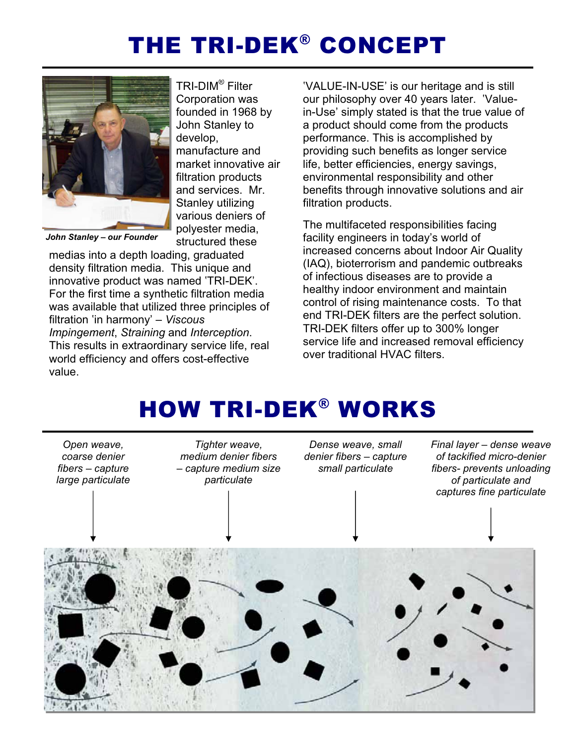# THE TRI-DEK® CONCEPT

*John Stanley – our Founder*

TRI-DIM® Filter Corporation was founded in 1968 by John Stanley to develop, manufacture and market innovative air filtration products and services. Mr. Stanley utilizing various deniers of polyester media, structured these medias into a depth loading, graduated density filtration media. This unique and innovative product was named 'TRI-DEK'. For the first time a synthetic filtration media was available that utilized three principles of filtration 'in harmony' – *Viscous Impingement*, *Straining* and *Interception*. This results in extraordinary service life, real world efficiency and offers cost-effective value.

'VALUE-IN-USE' is our heritage and is still our philosophy over 40 years later. 'Value-in-Use' simply stated is that the true value of a product should come from the products performance. This is accomplished by providing such benefits as longer service life, better efficiencies, energy savings, environmental responsibility and other benefits through innovative solutions and air filtration products.

The multifaceted responsibilities facing facility engineers in today's world of increased concerns about Indoor Air Quality (IAQ), bioterrorism and pandemic outbreaks of infectious diseases are to provide a healthy indoor environment and maintain control of rising maintenance costs. To that end TRI-DEK filters are the perfect solution. TRI-DEK filters offer up to 300% longer service life and increased removal efficiency over traditional HVAC filters.

# HOW TRI-DEK® WORKS

*Open weave, coarse denier fibers – capture large particulate*

*Tighter weave, medium denier fibers – capture medium size particulate*

*Dense weave, small denier fibers – capture small particulate*

*Final layer – dense weave of tackified micro-denier fibers- prevents unloading of particulate and captures fine particulate*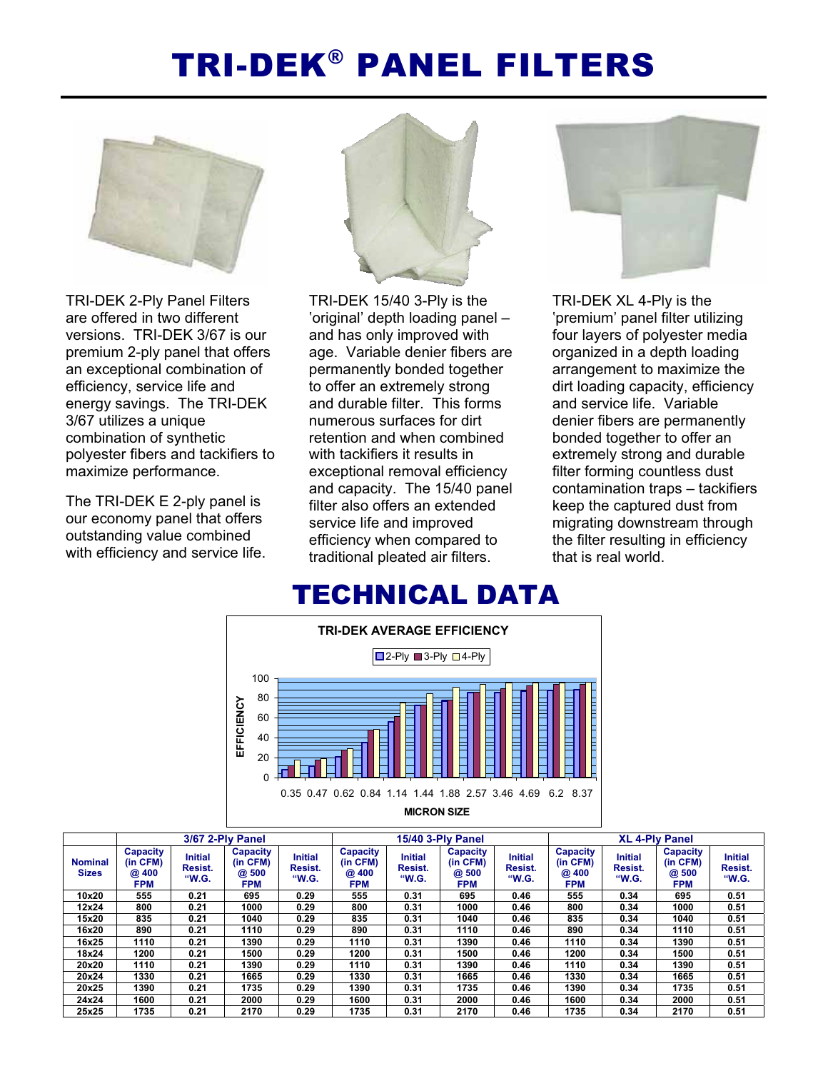# TRI-DEK® PANEL FILTERS

TRI-DEK 2-Ply Panel Filters are offered in two different versions. TRI-DEK 3/67 is our premium 2-ply panel that offers an exceptional combination of efficiency, service life and energy savings. The TRI-DEK 3/67 utilizes a unique combination of synthetic polyester fibers and tackifiers to maximize performance.

The TRI-DEK E 2-ply panel is our economy panel that offers outstanding value combined with efficiency and service life.

TRI-DEK 15/40 3-Ply is the 'original' depth loading panel – and has only improved with age. Variable denier fibers are permanently bonded together to offer an extremely strong and durable filter. This forms numerous surfaces for dirt retention and when combined with tackifiers it results in exceptional removal efficiency and capacity. The 15/40 panel filter also offers an extended service life and improved efficiency when compared to traditional pleated air filters.

TRI-DEK XL 4-Ply is the 'premium' panel filter utilizing four layers of polyester media organized in a depth loading arrangement to maximize the dirt loading capacity, efficiency and service life. Variable denier fibers are permanently bonded together to offer an extremely strong and durable filter forming countless dust contamination traps – tackifiers keep the captured dust from migrating downstream through the filter resulting in efficiency that is real world.

# TECHNICAL DATA

**TRI-DEK AVERAGE EFFICIENCY**

2-Ply / 3-Ply / 4-Ply

EFFICIENCY (0–100) vs. MICRON SIZE: 0.35, 0.47, 0.62, 0.84, 1.14, 1.44, 1.88, 2.57, 3.46, 4.69, 6.2, 8.37

| | 3/67 2-Ply Panel | | | | 15/40 3-Ply Panel | | | | XL 4-Ply Panel | | | |
|---|---|---|---|---|---|---|---|---|---|---|---|---|
| Nominal Sizes | Capacity (in CFM) @ 400 FPM | Initial Resist. "W.G. | Capacity (in CFM) @ 500 FPM | Initial Resist. "W.G. | Capacity (in CFM) @ 400 FPM | Initial Resist. "W.G. | Capacity (in CFM) @ 500 FPM | Initial Resist. "W.G. | Capacity (in CFM) @ 400 FPM | Initial Resist. "W.G. | Capacity (in CFM) @ 500 FPM | Initial Resist. "W.G. |
| 10x20 | 555 | 0.21 | 695 | 0.29 | 555 | 0.31 | 695 | 0.46 | 555 | 0.34 | 695 | 0.51 |
| 12x24 | 800 | 0.21 | 1000 | 0.29 | 800 | 0.31 | 1000 | 0.46 | 800 | 0.34 | 1000 | 0.51 |
| 15x20 | 835 | 0.21 | 1040 | 0.29 | 835 | 0.31 | 1040 | 0.46 | 835 | 0.34 | 1040 | 0.51 |
| 16x20 | 890 | 0.21 | 1110 | 0.29 | 890 | 0.31 | 1110 | 0.46 | 890 | 0.34 | 1110 | 0.51 |
| 16x25 | 1110 | 0.21 | 1390 | 0.29 | 1110 | 0.31 | 1390 | 0.46 | 1110 | 0.34 | 1390 | 0.51 |
| 18x24 | 1200 | 0.21 | 1500 | 0.29 | 1200 | 0.31 | 1500 | 0.46 | 1200 | 0.34 | 1500 | 0.51 |
| 20x20 | 1110 | 0.21 | 1390 | 0.29 | 1110 | 0.31 | 1390 | 0.46 | 1110 | 0.34 | 1390 | 0.51 |
| 20x24 | 1330 | 0.21 | 1665 | 0.29 | 1330 | 0.31 | 1665 | 0.46 | 1330 | 0.34 | 1665 | 0.51 |
| 20x25 | 1390 | 0.21 | 1735 | 0.29 | 1390 | 0.31 | 1735 | 0.46 | 1390 | 0.34 | 1735 | 0.51 |
| 24x24 | 1600 | 0.21 | 2000 | 0.29 | 1600 | 0.31 | 2000 | 0.46 | 1600 | 0.34 | 2000 | 0.51 |
| 25x25 | 1735 | 0.21 | 2170 | 0.29 | 1735 | 0.31 | 2170 | 0.46 | 1735 | 0.34 | 2170 | 0.51 |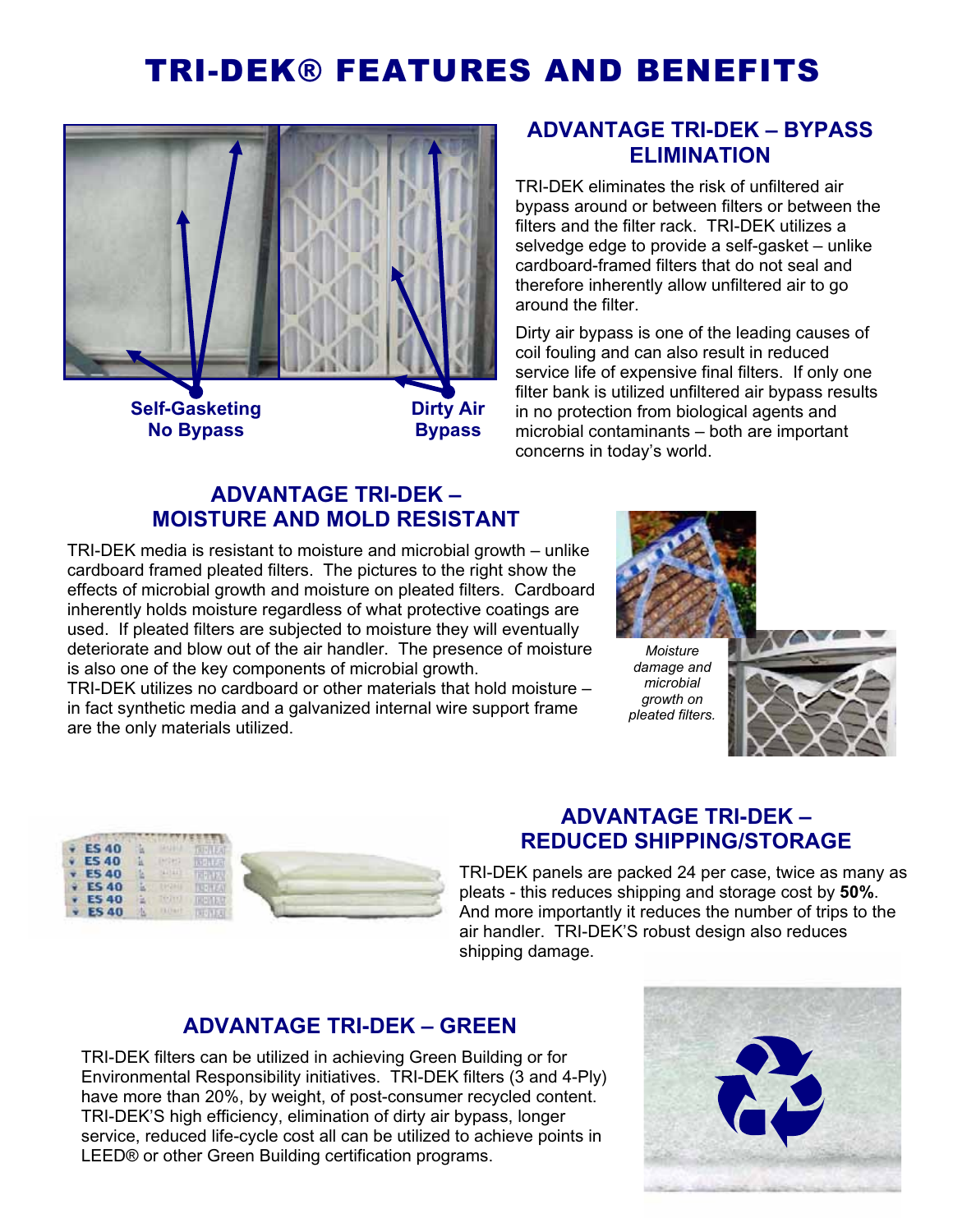# TRI-DEK® FEATURES AND BENEFITS

Self-Gasketing No Bypass

Dirty Air Bypass

## ADVANTAGE TRI-DEK – BYPASS ELIMINATION

TRI-DEK eliminates the risk of unfiltered air bypass around or between filters or between the filters and the filter rack. TRI-DEK utilizes a selvedge edge to provide a self-gasket – unlike cardboard-framed filters that do not seal and therefore inherently allow unfiltered air to go around the filter.

Dirty air bypass is one of the leading causes of coil fouling and can also result in reduced service life of expensive final filters. If only one filter bank is utilized unfiltered air bypass results in no protection from biological agents and microbial contaminants – both are important concerns in today's world.

## ADVANTAGE TRI-DEK – MOISTURE AND MOLD RESISTANT

TRI-DEK media is resistant to moisture and microbial growth – unlike cardboard framed pleated filters. The pictures to the right show the effects of microbial growth and moisture on pleated filters. Cardboard inherently holds moisture regardless of what protective coatings are used. If pleated filters are subjected to moisture they will eventually deteriorate and blow out of the air handler. The presence of moisture is also one of the key components of microbial growth.
TRI-DEK utilizes no cardboard or other materials that hold moisture – in fact synthetic media and a galvanized internal wire support frame are the only materials utilized.

*Moisture damage and microbial growth on pleated filters.*

## ADVANTAGE TRI-DEK – REDUCED SHIPPING/STORAGE

TRI-DEK panels are packed 24 per case, twice as many as pleats - this reduces shipping and storage cost by **50%**. And more importantly it reduces the number of trips to the air handler. TRI-DEK'S robust design also reduces shipping damage.

## ADVANTAGE TRI-DEK – GREEN

TRI-DEK filters can be utilized in achieving Green Building or for Environmental Responsibility initiatives. TRI-DEK filters (3 and 4-Ply) have more than 20%, by weight, of post-consumer recycled content. TRI-DEK'S high efficiency, elimination of dirty air bypass, longer service, reduced life-cycle cost all can be utilized to achieve points in LEED® or other Green Building certification programs.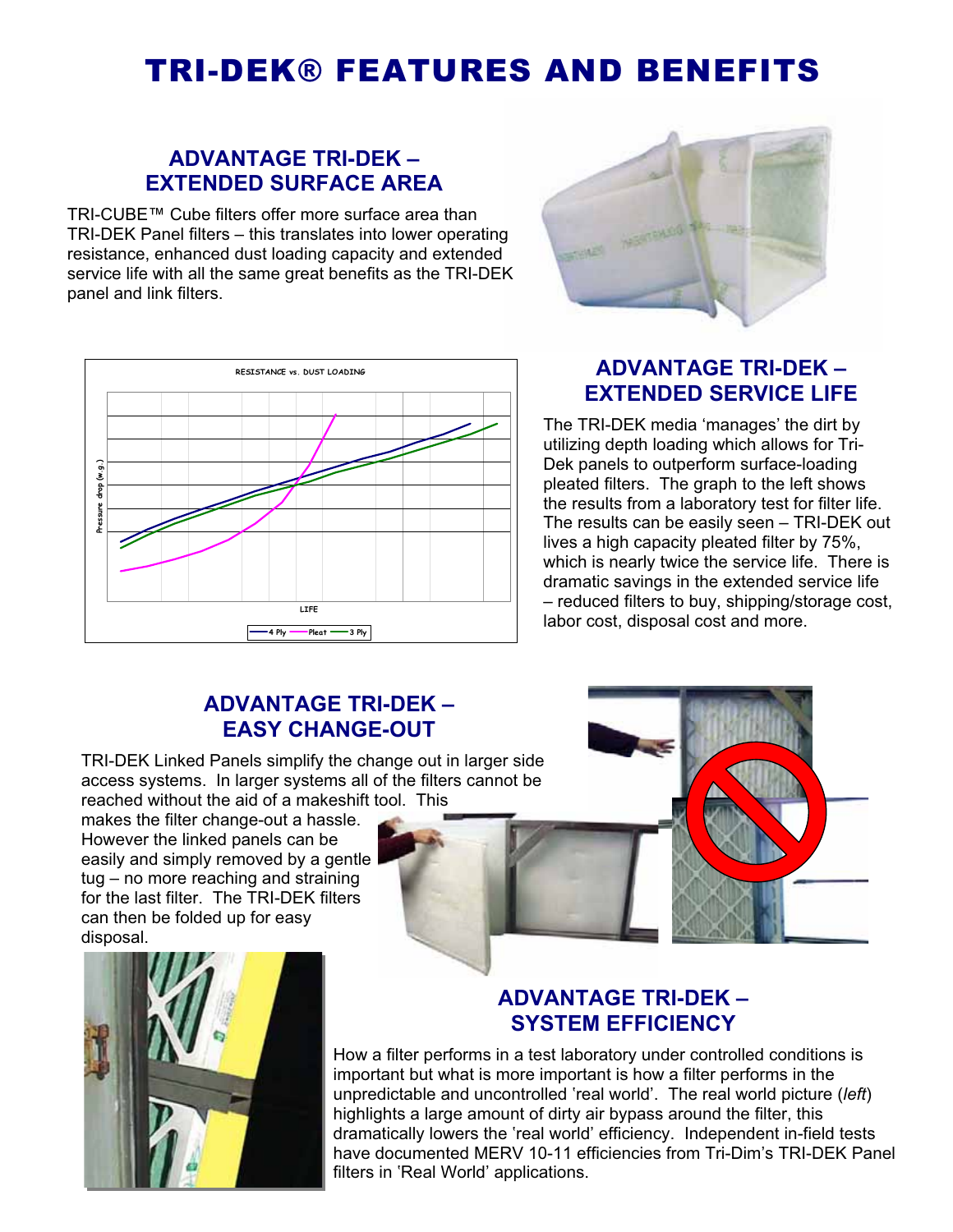# TRI-DEK® FEATURES AND BENEFITS

## ADVANTAGE TRI-DEK – EXTENDED SURFACE AREA

TRI-CUBE™ Cube filters offer more surface area than TRI-DEK Panel filters – this translates into lower operating resistance, enhanced dust loading capacity and extended service life with all the same great benefits as the TRI-DEK panel and link filters.

RESISTANCE vs. DUST LOADING

Pressure drop (w.g.)

LIFE

4 Ply — Pleat — 3 Ply

## ADVANTAGE TRI-DEK – EXTENDED SERVICE LIFE

The TRI-DEK media 'manages' the dirt by utilizing depth loading which allows for Tri-Dek panels to outperform surface-loading pleated filters. The graph to the left shows the results from a laboratory test for filter life. The results can be easily seen – TRI-DEK out lives a high capacity pleated filter by 75%, which is nearly twice the service life. There is dramatic savings in the extended service life – reduced filters to buy, shipping/storage cost, labor cost, disposal cost and more.

## ADVANTAGE TRI-DEK – EASY CHANGE-OUT

TRI-DEK Linked Panels simplify the change out in larger side access systems. In larger systems all of the filters cannot be reached without the aid of a makeshift tool. This makes the filter change-out a hassle. However the linked panels can be easily and simply removed by a gentle tug – no more reaching and straining for the last filter. The TRI-DEK filters can then be folded up for easy disposal.

## ADVANTAGE TRI-DEK – SYSTEM EFFICIENCY

How a filter performs in a test laboratory under controlled conditions is important but what is more important is how a filter performs in the unpredictable and uncontrolled 'real world'. The real world picture (*left*) highlights a large amount of dirty air bypass around the filter, this dramatically lowers the 'real world' efficiency. Independent in-field tests have documented MERV 10-11 efficiencies from Tri-Dim's TRI-DEK Panel filters in 'Real World' applications.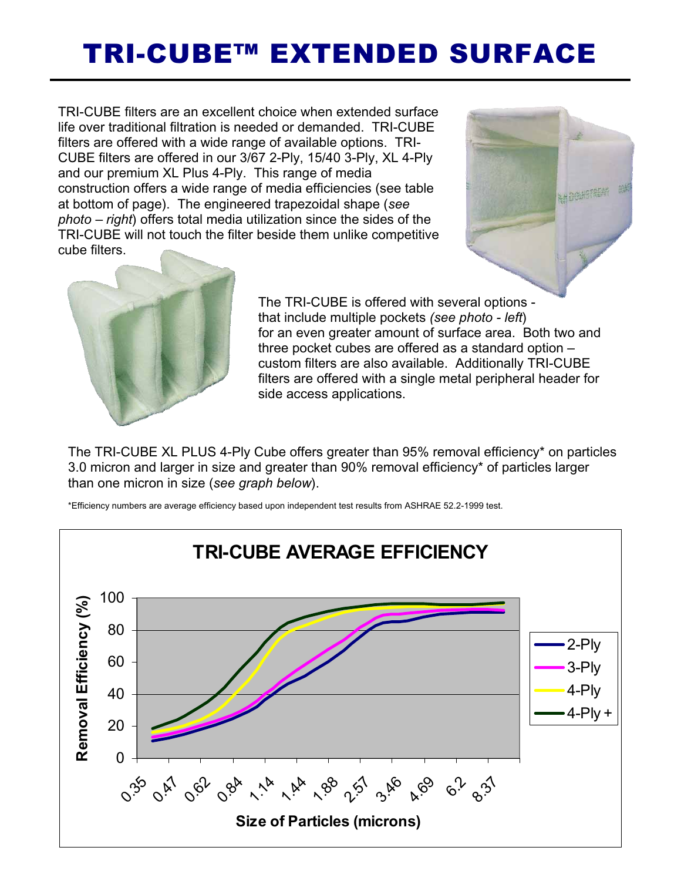# TRI-CUBE™ EXTENDED SURFACE

TRI-CUBE filters are an excellent choice when extended surface life over traditional filtration is needed or demanded. TRI-CUBE filters are offered with a wide range of available options. TRI-CUBE filters are offered in our 3/67 2-Ply, 15/40 3-Ply, XL 4-Ply and our premium XL Plus 4-Ply. This range of media construction offers a wide range of media efficiencies (see table at bottom of page). The engineered trapezoidal shape (*see photo – right*) offers total media utilization since the sides of the TRI-CUBE will not touch the filter beside them unlike competitive cube filters.

The TRI-CUBE is offered with several options - that include multiple pockets *(see photo - left)* for an even greater amount of surface area. Both two and three pocket cubes are offered as a standard option – custom filters are also available. Additionally TRI-CUBE filters are offered with a single metal peripheral header for side access applications.

The TRI-CUBE XL PLUS 4-Ply Cube offers greater than 95% removal efficiency* on particles 3.0 micron and larger in size and greater than 90% removal efficiency* of particles larger than one micron in size (*see graph below*).

*Efficiency numbers are average efficiency based upon independent test results from ASHRAE 52.2-1999 test.

**TRI-CUBE AVERAGE EFFICIENCY**

Removal Efficiency (%) vs. Size of Particles (microns): 0.35, 0.47, 0.62, 0.84, 1.14, 1.44, 1.88, 2.57, 3.46, 4.69, 6.2, 8.37

Legend: 2-Ply, 3-Ply, 4-Ply, 4-Ply +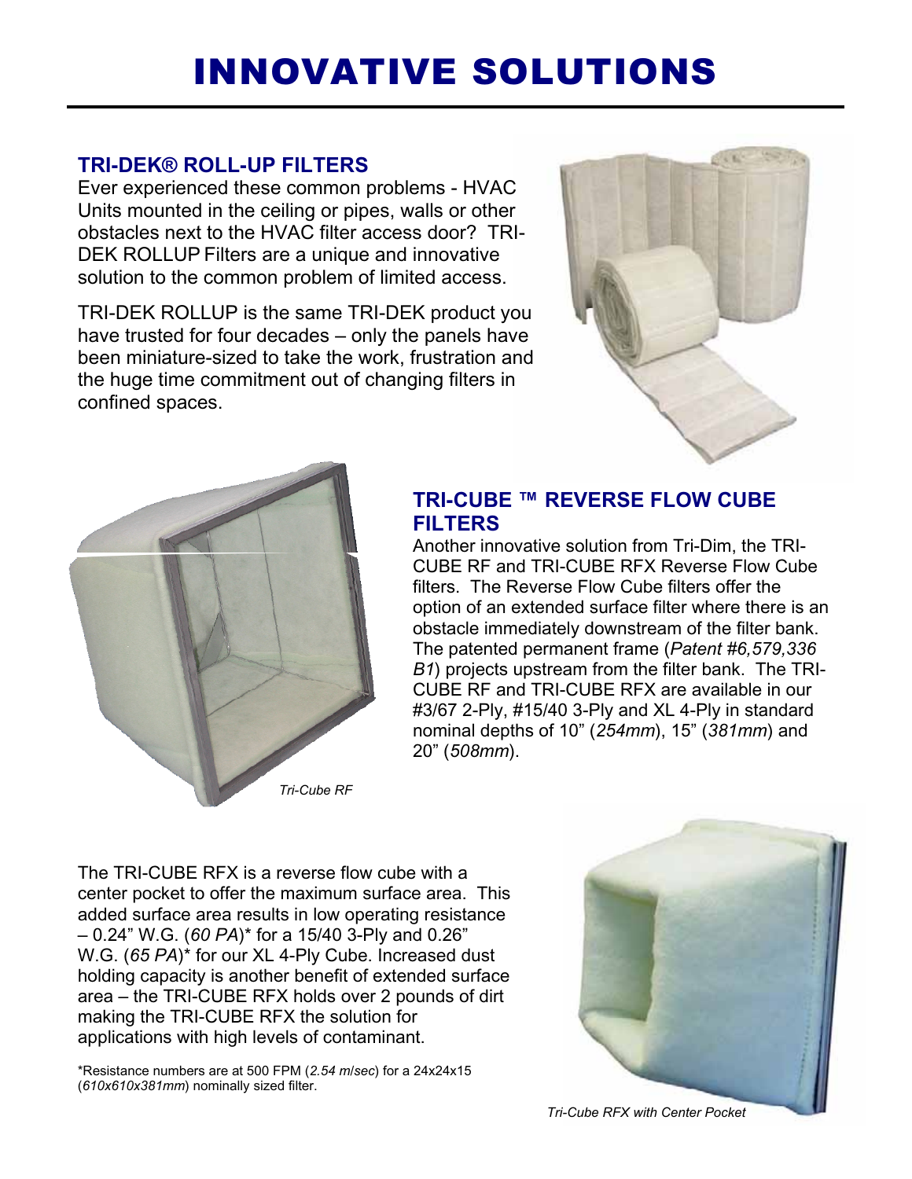# INNOVATIVE SOLUTIONS

## TRI-DEK® ROLL-UP FILTERS

Ever experienced these common problems - HVAC Units mounted in the ceiling or pipes, walls or other obstacles next to the HVAC filter access door? TRI-DEK ROLLUP Filters are a unique and innovative solution to the common problem of limited access.

TRI-DEK ROLLUP is the same TRI-DEK product you have trusted for four decades – only the panels have been miniature-sized to take the work, frustration and the huge time commitment out of changing filters in confined spaces.

*Tri-Cube RF*

## TRI-CUBE ™ REVERSE FLOW CUBE FILTERS

Another innovative solution from Tri-Dim, the TRI-CUBE RF and TRI-CUBE RFX Reverse Flow Cube filters. The Reverse Flow Cube filters offer the option of an extended surface filter where there is an obstacle immediately downstream of the filter bank. The patented permanent frame (*Patent #6,579,336 B1*) projects upstream from the filter bank. The TRI-CUBE RF and TRI-CUBE RFX are available in our #3/67 2-Ply, #15/40 3-Ply and XL 4-Ply in standard nominal depths of 10" (*254mm*), 15" (*381mm*) and 20" (*508mm*).

The TRI-CUBE RFX is a reverse flow cube with a center pocket to offer the maximum surface area. This added surface area results in low operating resistance – 0.24" W.G. (*60 PA*)* for a 15/40 3-Ply and 0.26" W.G. (*65 PA*)* for our XL 4-Ply Cube. Increased dust holding capacity is another benefit of extended surface area – the TRI-CUBE RFX holds over 2 pounds of dirt making the TRI-CUBE RFX the solution for applications with high levels of contaminant.

*Resistance numbers are at 500 FPM (*2.54 m/sec*) for a 24x24x15 (*610x610x381mm*) nominally sized filter.

*Tri-Cube RFX with Center Pocket*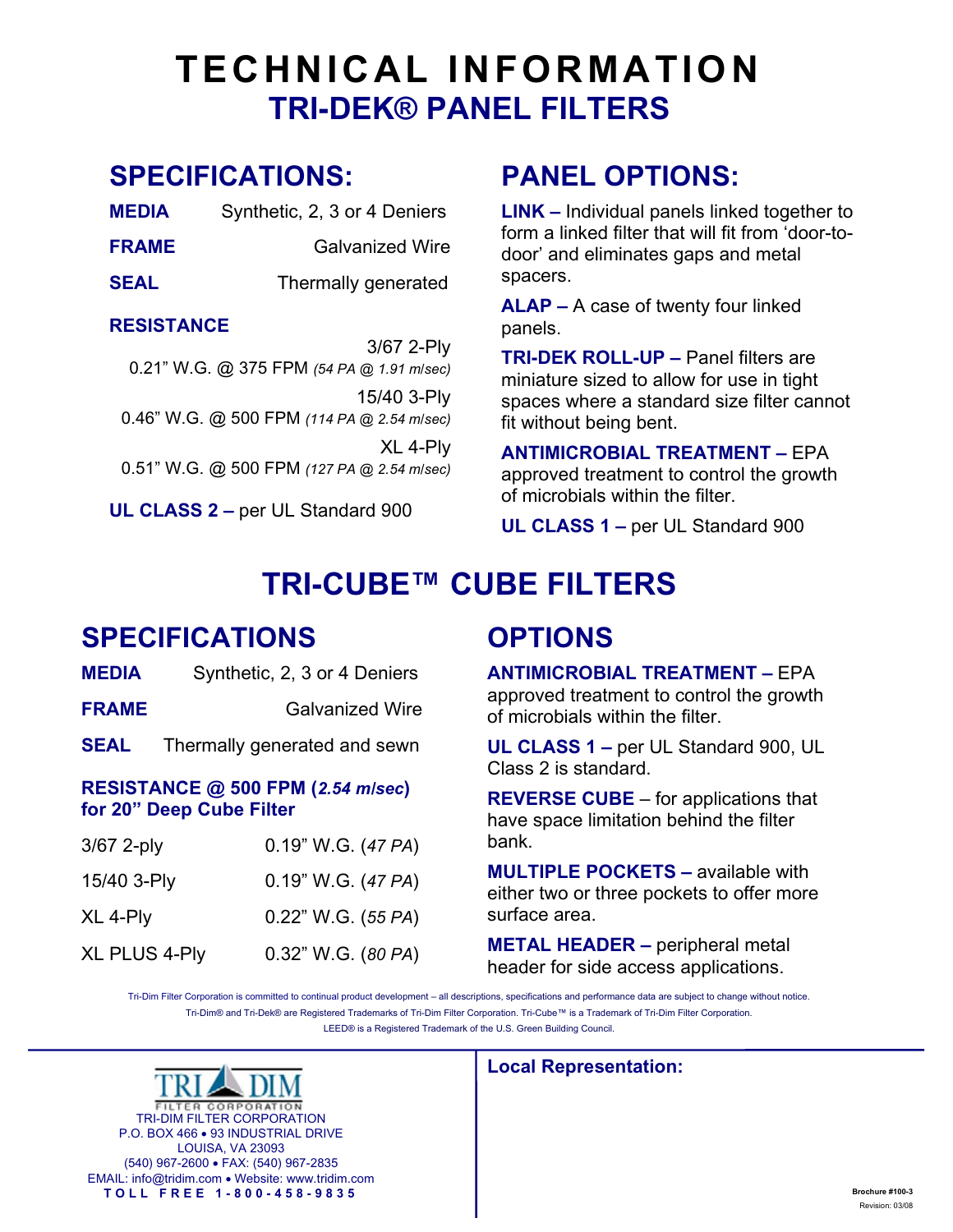# TECHNICAL INFORMATION

## TRI-DEK® PANEL FILTERS

### SPECIFICATIONS:

| | |
|---|---|
| **MEDIA** | Synthetic, 2, 3 or 4 Deniers |
| **FRAME** | Galvanized Wire |
| **SEAL** | Thermally generated |

**RESISTANCE**

3/67 2-Ply
0.21" W.G. @ 375 FPM *(54 PA @ 1.91 m/sec)*

15/40 3-Ply
0.46" W.G. @ 500 FPM *(114 PA @ 2.54 m/sec)*

XL 4-Ply
0.51" W.G. @ 500 FPM *(127 PA @ 2.54 m/sec)*

**UL CLASS 2 –** per UL Standard 900

### PANEL OPTIONS:

**LINK –** Individual panels linked together to form a linked filter that will fit from 'door-to-door' and eliminates gaps and metal spacers.

**ALAP –** A case of twenty four linked panels.

**TRI-DEK ROLL-UP –** Panel filters are miniature sized to allow for use in tight spaces where a standard size filter cannot fit without being bent.

**ANTIMICROBIAL TREATMENT –** EPA approved treatment to control the growth of microbials within the filter.

**UL CLASS 1 –** per UL Standard 900

## TRI-CUBE™ CUBE FILTERS

### SPECIFICATIONS

| | |
|---|---|
| **MEDIA** | Synthetic, 2, 3 or 4 Deniers |
| **FRAME** | Galvanized Wire |
| **SEAL** | Thermally generated and sewn |

**RESISTANCE @ 500 FPM (*2.54 m/sec*) for 20" Deep Cube Filter**

| | |
|---|---|
| 3/67 2-ply | 0.19" W.G. (*47 PA*) |
| 15/40 3-Ply | 0.19" W.G. (*47 PA*) |
| XL 4-Ply | 0.22" W.G. (*55 PA*) |
| XL PLUS 4-Ply | 0.32" W.G. (*80 PA*) |

### OPTIONS

**ANTIMICROBIAL TREATMENT –** EPA approved treatment to control the growth of microbials within the filter.

**UL CLASS 1 –** per UL Standard 900, UL Class 2 is standard.

**REVERSE CUBE** – for applications that have space limitation behind the filter bank.

**MULTIPLE POCKETS –** available with either two or three pockets to offer more surface area.

**METAL HEADER –** peripheral metal header for side access applications.

Tri-Dim Filter Corporation is committed to continual product development – all descriptions, specifications and performance data are subject to change without notice.
Tri-Dim® and Tri-Dek® are Registered Trademarks of Tri-Dim Filter Corporation. Tri-Cube™ is a Trademark of Tri-Dim Filter Corporation.
LEED® is a Registered Trademark of the U.S. Green Building Council.

TRI DIM FILTER CORPORATION

TRI-DIM FILTER CORPORATION
P.O. BOX 466 • 93 INDUSTRIAL DRIVE
LOUISA, VA 23093
(540) 967-2600 • FAX: (540) 967-2835
EMAIL: info@tridim.com • Website: www.tridim.com
TOLL FREE 1-800-458-9835

**Local Representation:**

**Brochure #100-3**
Revision: 03/08